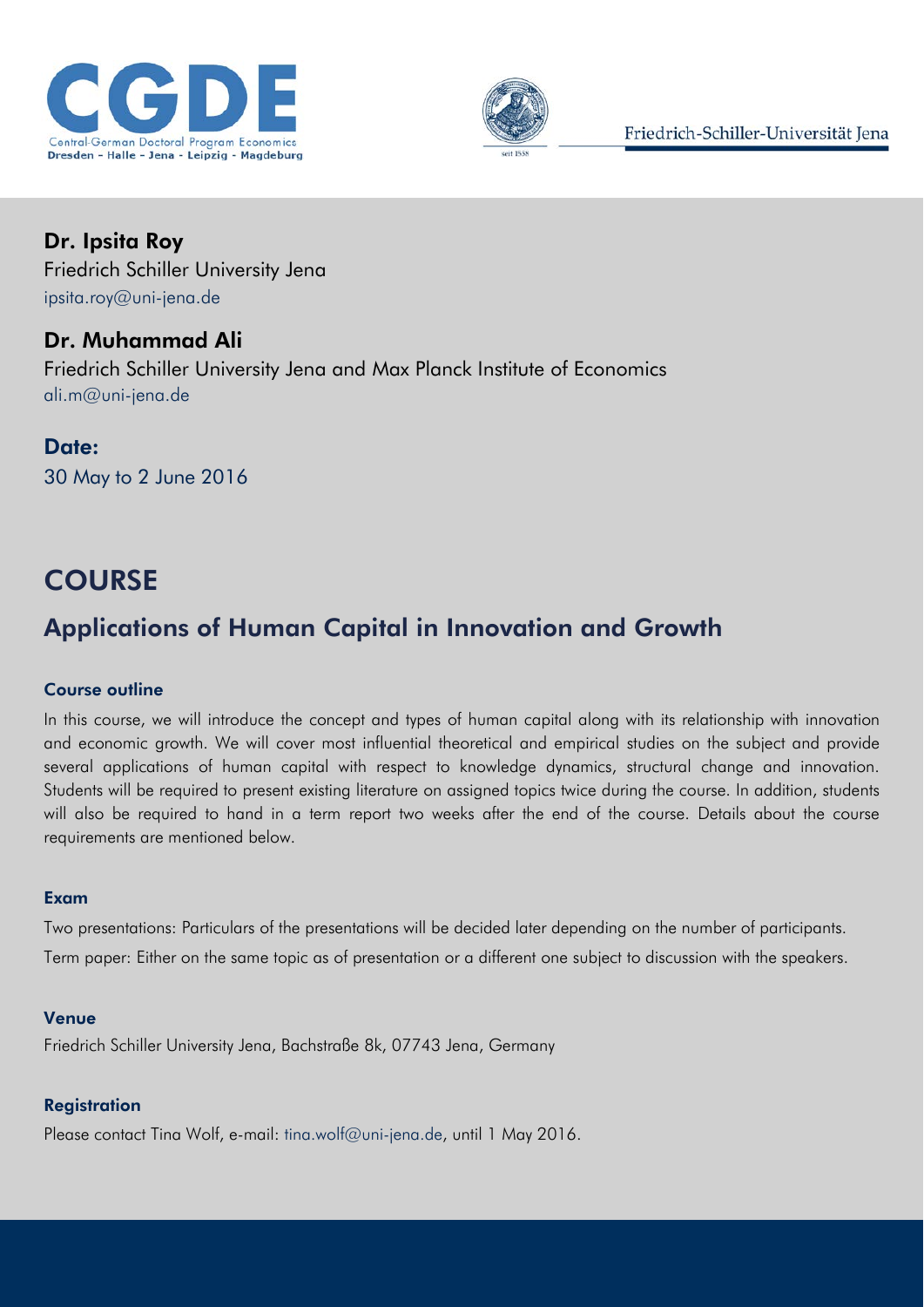CGDE
Central-German Doctoral Program Economics
Dresden - Halle - Jena - Leipzig - Magdeburg

Friedrich-Schiller-Universität Jena

**Dr. Ipsita Roy**
Friedrich Schiller University Jena
ipsita.roy@uni-jena.de

**Dr. Muhammad Ali**
Friedrich Schiller University Jena and Max Planck Institute of Economics
ali.m@uni-jena.de

**Date:**
30 May to 2 June 2016

# COURSE

## Applications of Human Capital in Innovation and Growth

### Course outline

In this course, we will introduce the concept and types of human capital along with its relationship with innovation and economic growth. We will cover most influential theoretical and empirical studies on the subject and provide several applications of human capital with respect to knowledge dynamics, structural change and innovation. Students will be required to present existing literature on assigned topics twice during the course. In addition, students will also be required to hand in a term report two weeks after the end of the course. Details about the course requirements are mentioned below.

### Exam

Two presentations: Particulars of the presentations will be decided later depending on the number of participants.

Term paper: Either on the same topic as of presentation or a different one subject to discussion with the speakers.

### Venue

Friedrich Schiller University Jena, Bachstraße 8k, 07743 Jena, Germany

### Registration

Please contact Tina Wolf, e-mail: tina.wolf@uni-jena.de, until 1 May 2016.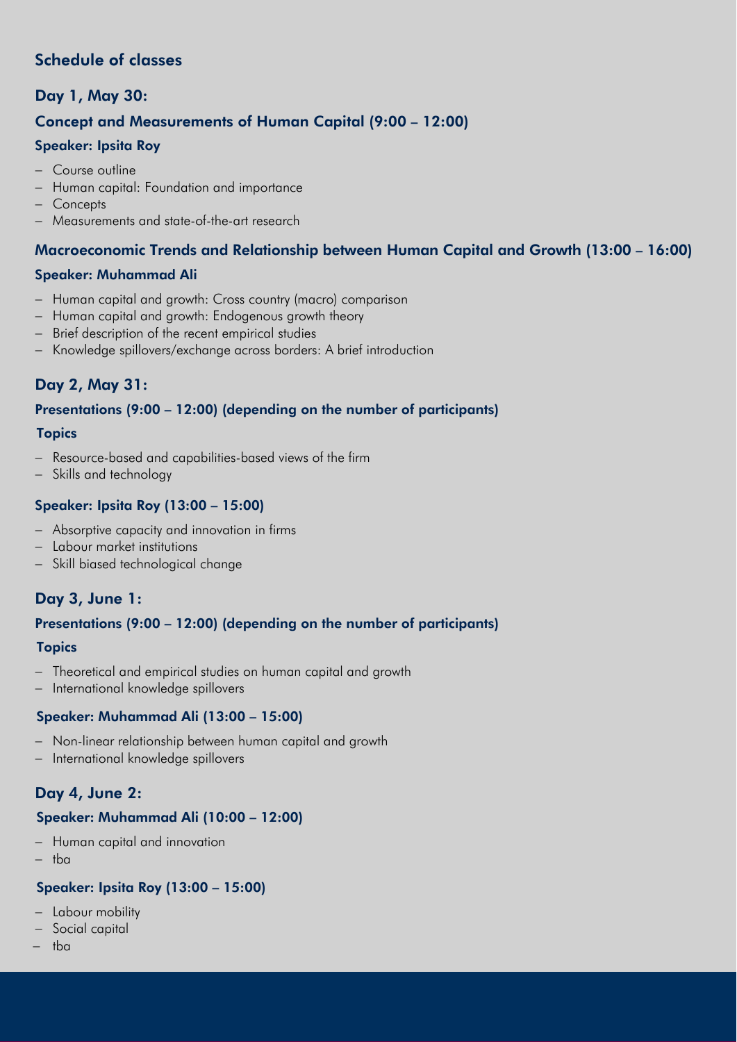## Schedule of classes

### Day 1, May 30:

#### Concept and Measurements of Human Capital (9:00 – 12:00)

**Speaker: Ipsita Roy**

- Course outline
- Human capital: Foundation and importance
- Concepts
- Measurements and state-of-the-art research

#### Macroeconomic Trends and Relationship between Human Capital and Growth (13:00 – 16:00)

**Speaker: Muhammad Ali**

- Human capital and growth: Cross country (macro) comparison
- Human capital and growth: Endogenous growth theory
- Brief description of the recent empirical studies
- Knowledge spillovers/exchange across borders: A brief introduction

### Day 2, May 31:

#### Presentations (9:00 – 12:00) (depending on the number of participants)

**Topics**

- Resource-based and capabilities-based views of the firm
- Skills and technology

**Speaker: Ipsita Roy (13:00 – 15:00)**

- Absorptive capacity and innovation in firms
- Labour market institutions
- Skill biased technological change

### Day 3, June 1:

#### Presentations (9:00 – 12:00) (depending on the number of participants)

**Topics**

- Theoretical and empirical studies on human capital and growth
- International knowledge spillovers

**Speaker: Muhammad Ali (13:00 – 15:00)**

- Non-linear relationship between human capital and growth
- International knowledge spillovers

### Day 4, June 2:

**Speaker: Muhammad Ali (10:00 – 12:00)**

- Human capital and innovation
- tba

**Speaker: Ipsita Roy (13:00 – 15:00)**

- Labour mobility
- Social capital
- tba